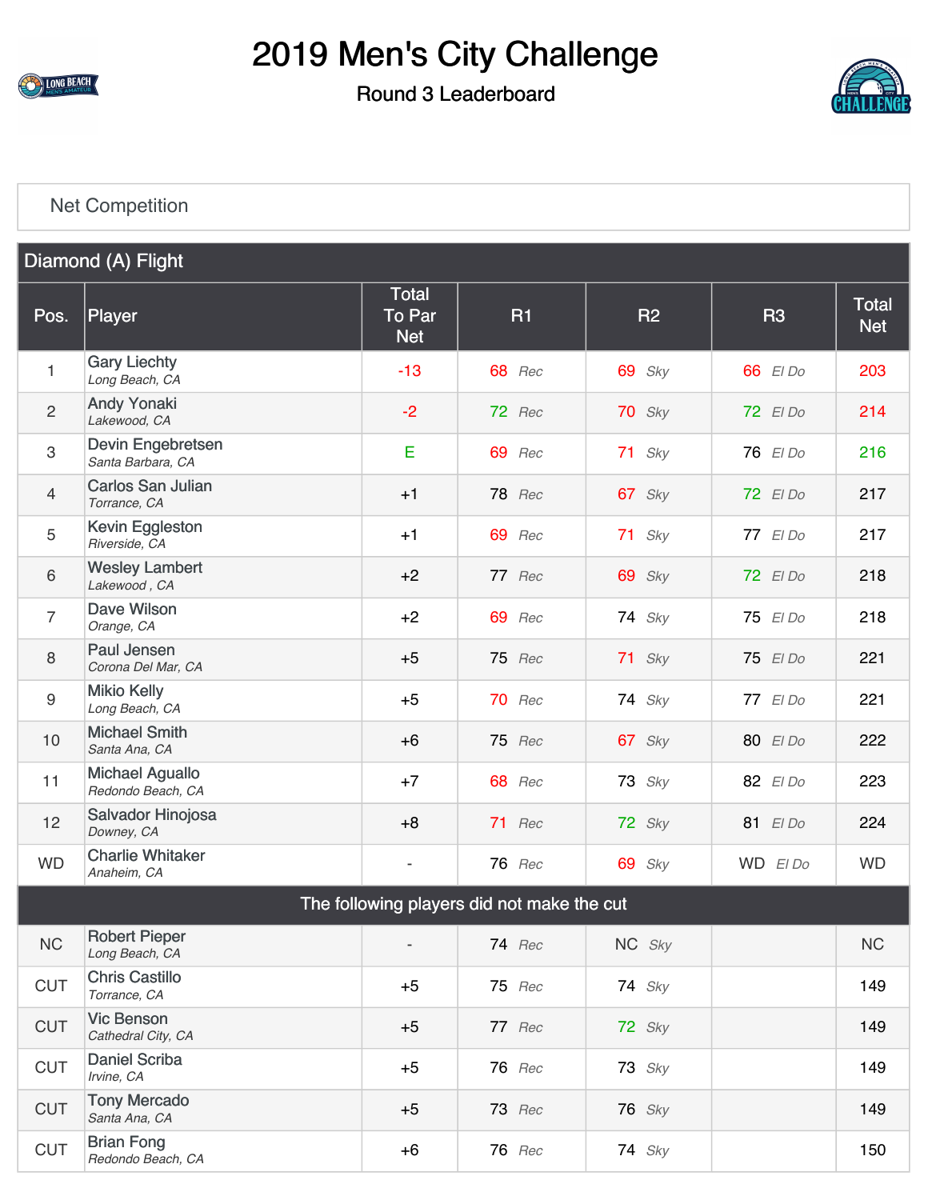# 2019 Men's City Challenge

## Round 3 Leaderboard

### Net Competition

#### Diamond (A) Flight

| Pos. | Player | Total To Par Net | R1 | R2 | R3 | Total Net |
|---|---|---|---|---|---|---|
| 1 | Gary Liechty<br>*Long Beach, CA* | -13 | 68 *Rec* | 69 *Sky* | 66 *El Do* | 203 |
| 2 | Andy Yonaki<br>*Lakewood, CA* | -2 | 72 *Rec* | 70 *Sky* | 72 *El Do* | 214 |
| 3 | Devin Engebretsen<br>*Santa Barbara, CA* | E | 69 *Rec* | 71 *Sky* | 76 *El Do* | 216 |
| 4 | Carlos San Julian<br>*Torrance, CA* | +1 | 78 *Rec* | 67 *Sky* | 72 *El Do* | 217 |
| 5 | Kevin Eggleston<br>*Riverside, CA* | +1 | 69 *Rec* | 71 *Sky* | 77 *El Do* | 217 |
| 6 | Wesley Lambert<br>*Lakewood , CA* | +2 | 77 *Rec* | 69 *Sky* | 72 *El Do* | 218 |
| 7 | Dave Wilson<br>*Orange, CA* | +2 | 69 *Rec* | 74 *Sky* | 75 *El Do* | 218 |
| 8 | Paul Jensen<br>*Corona Del Mar, CA* | +5 | 75 *Rec* | 71 *Sky* | 75 *El Do* | 221 |
| 9 | Mikio Kelly<br>*Long Beach, CA* | +5 | 70 *Rec* | 74 *Sky* | 77 *El Do* | 221 |
| 10 | Michael Smith<br>*Santa Ana, CA* | +6 | 75 *Rec* | 67 *Sky* | 80 *El Do* | 222 |
| 11 | Michael Aguallo<br>*Redondo Beach, CA* | +7 | 68 *Rec* | 73 *Sky* | 82 *El Do* | 223 |
| 12 | Salvador Hinojosa<br>*Downey, CA* | +8 | 71 *Rec* | 72 *Sky* | 81 *El Do* | 224 |
| WD | Charlie Whitaker<br>*Anaheim, CA* | - | 76 *Rec* | 69 *Sky* | WD *El Do* | WD |
| | **The following players did not make the cut** | | | | | |
| NC | Robert Pieper<br>*Long Beach, CA* | - | 74 *Rec* | NC *Sky* | | NC |
| CUT | Chris Castillo<br>*Torrance, CA* | +5 | 75 *Rec* | 74 *Sky* | | 149 |
| CUT | Vic Benson<br>*Cathedral City, CA* | +5 | 77 *Rec* | 72 *Sky* | | 149 |
| CUT | Daniel Scriba<br>*Irvine, CA* | +5 | 76 *Rec* | 73 *Sky* | | 149 |
| CUT | Tony Mercado<br>*Santa Ana, CA* | +5 | 73 *Rec* | 76 *Sky* | | 149 |
| CUT | Brian Fong<br>*Redondo Beach, CA* | +6 | 76 *Rec* | 74 *Sky* | | 150 |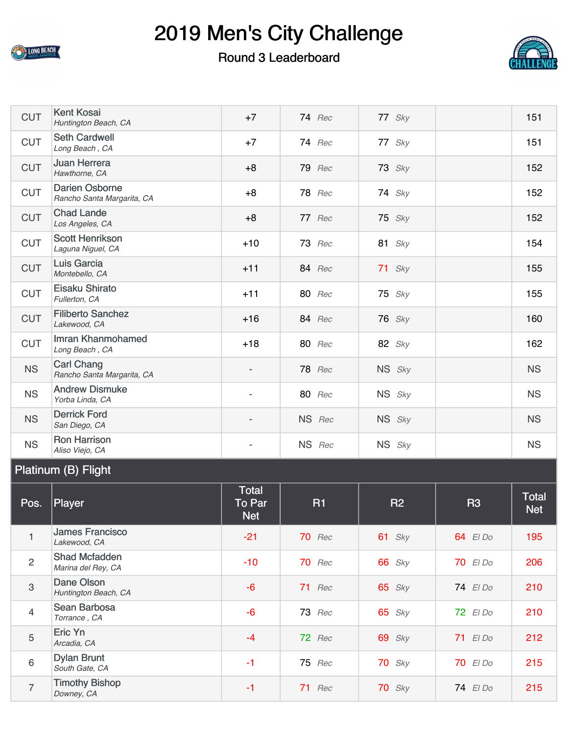# 2019 Men's City Challenge

## Round 3 Leaderboard

| Pos. | Player | Total To Par Net | R1 | R2 | R3 | Total Net |
|---|---|---|---|---|---|---|
| CUT | Kent Kosai<br>*Huntington Beach, CA* | +7 | 74 *Rec* | 77 *Sky* | | 151 |
| CUT | Seth Cardwell<br>*Long Beach , CA* | +7 | 74 *Rec* | 77 *Sky* | | 151 |
| CUT | Juan Herrera<br>*Hawthorne, CA* | +8 | 79 *Rec* | 73 *Sky* | | 152 |
| CUT | Darien Osborne<br>*Rancho Santa Margarita, CA* | +8 | 78 *Rec* | 74 *Sky* | | 152 |
| CUT | Chad Lande<br>*Los Angeles, CA* | +8 | 77 *Rec* | 75 *Sky* | | 152 |
| CUT | Scott Henrikson<br>*Laguna Niguel, CA* | +10 | 73 *Rec* | 81 *Sky* | | 154 |
| CUT | Luis Garcia<br>*Montebello, CA* | +11 | 84 *Rec* | 71 *Sky* | | 155 |
| CUT | Eisaku Shirato<br>*Fullerton, CA* | +11 | 80 *Rec* | 75 *Sky* | | 155 |
| CUT | Filiberto Sanchez<br>*Lakewood, CA* | +16 | 84 *Rec* | 76 *Sky* | | 160 |
| CUT | Imran Khanmohamed<br>*Long Beach , CA* | +18 | 80 *Rec* | 82 *Sky* | | 162 |
| NS | Carl Chang<br>*Rancho Santa Margarita, CA* | - | 78 *Rec* | NS *Sky* | | NS |
| NS | Andrew Dismuke<br>*Yorba Linda, CA* | - | 80 *Rec* | NS *Sky* | | NS |
| NS | Derrick Ford<br>*San Diego, CA* | - | NS *Rec* | NS *Sky* | | NS |
| NS | Ron Harrison<br>*Aliso Viejo, CA* | - | NS *Rec* | NS *Sky* | | NS |

### Platinum (B) Flight

| Pos. | Player | Total To Par Net | R1 | R2 | R3 | Total Net |
|---|---|---|---|---|---|---|
| 1 | James Francisco<br>*Lakewood, CA* | -21 | 70 *Rec* | 61 *Sky* | 64 *El Do* | 195 |
| 2 | Shad Mcfadden<br>*Marina del Rey, CA* | -10 | 70 *Rec* | 66 *Sky* | 70 *El Do* | 206 |
| 3 | Dane Olson<br>*Huntington Beach, CA* | -6 | 71 *Rec* | 65 *Sky* | 74 *El Do* | 210 |
| 4 | Sean Barbosa<br>*Torrance , CA* | -6 | 73 *Rec* | 65 *Sky* | 72 *El Do* | 210 |
| 5 | Eric Yn<br>*Arcadia, CA* | -4 | 72 *Rec* | 69 *Sky* | 71 *El Do* | 212 |
| 6 | Dylan Brunt<br>*South Gate, CA* | -1 | 75 *Rec* | 70 *Sky* | 70 *El Do* | 215 |
| 7 | Timothy Bishop<br>*Downey, CA* | -1 | 71 *Rec* | 70 *Sky* | 74 *El Do* | 215 |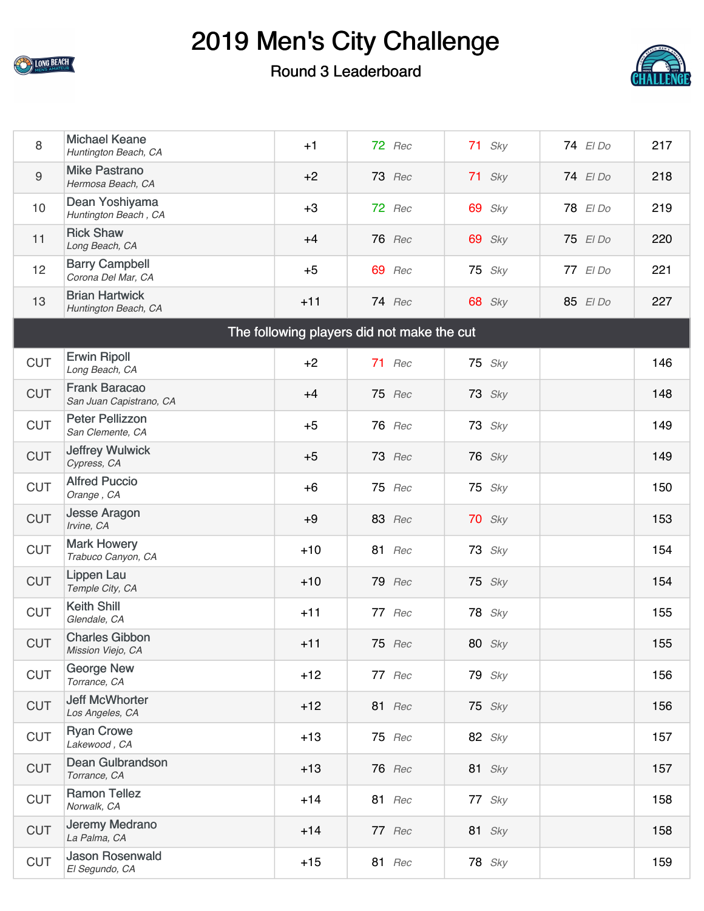# 2019 Men's City Challenge

## Round 3 Leaderboard

| Pos | Player | To Par | R1 | R2 | R3 | Total |
|---|---|---|---|---|---|---|
| 8 | Michael Keane *Huntington Beach, CA* | +1 | 72 *Rec* | 71 *Sky* | 74 *El Do* | 217 |
| 9 | Mike Pastrano *Hermosa Beach, CA* | +2 | 73 *Rec* | 71 *Sky* | 74 *El Do* | 218 |
| 10 | Dean Yoshiyama *Huntington Beach , CA* | +3 | 72 *Rec* | 69 *Sky* | 78 *El Do* | 219 |
| 11 | Rick Shaw *Long Beach, CA* | +4 | 76 *Rec* | 69 *Sky* | 75 *El Do* | 220 |
| 12 | Barry Campbell *Corona Del Mar, CA* | +5 | 69 *Rec* | 75 *Sky* | 77 *El Do* | 221 |
| 13 | Brian Hartwick *Huntington Beach, CA* | +11 | 74 *Rec* | 68 *Sky* | 85 *El Do* | 227 |
| | **The following players did not make the cut** | | | | | |
| CUT | Erwin Ripoll *Long Beach, CA* | +2 | 71 *Rec* | 75 *Sky* | | 146 |
| CUT | Frank Baracao *San Juan Capistrano, CA* | +4 | 75 *Rec* | 73 *Sky* | | 148 |
| CUT | Peter Pellizzon *San Clemente, CA* | +5 | 76 *Rec* | 73 *Sky* | | 149 |
| CUT | Jeffrey Wulwick *Cypress, CA* | +5 | 73 *Rec* | 76 *Sky* | | 149 |
| CUT | Alfred Puccio *Orange , CA* | +6 | 75 *Rec* | 75 *Sky* | | 150 |
| CUT | Jesse Aragon *Irvine, CA* | +9 | 83 *Rec* | 70 *Sky* | | 153 |
| CUT | Mark Howery *Trabuco Canyon, CA* | +10 | 81 *Rec* | 73 *Sky* | | 154 |
| CUT | Lippen Lau *Temple City, CA* | +10 | 79 *Rec* | 75 *Sky* | | 154 |
| CUT | Keith Shill *Glendale, CA* | +11 | 77 *Rec* | 78 *Sky* | | 155 |
| CUT | Charles Gibbon *Mission Viejo, CA* | +11 | 75 *Rec* | 80 *Sky* | | 155 |
| CUT | George New *Torrance, CA* | +12 | 77 *Rec* | 79 *Sky* | | 156 |
| CUT | Jeff McWhorter *Los Angeles, CA* | +12 | 81 *Rec* | 75 *Sky* | | 156 |
| CUT | Ryan Crowe *Lakewood , CA* | +13 | 75 *Rec* | 82 *Sky* | | 157 |
| CUT | Dean Gulbrandson *Torrance, CA* | +13 | 76 *Rec* | 81 *Sky* | | 157 |
| CUT | Ramon Tellez *Norwalk, CA* | +14 | 81 *Rec* | 77 *Sky* | | 158 |
| CUT | Jeremy Medrano *La Palma, CA* | +14 | 77 *Rec* | 81 *Sky* | | 158 |
| CUT | Jason Rosenwald *El Segundo, CA* | +15 | 81 *Rec* | 78 *Sky* | | 159 |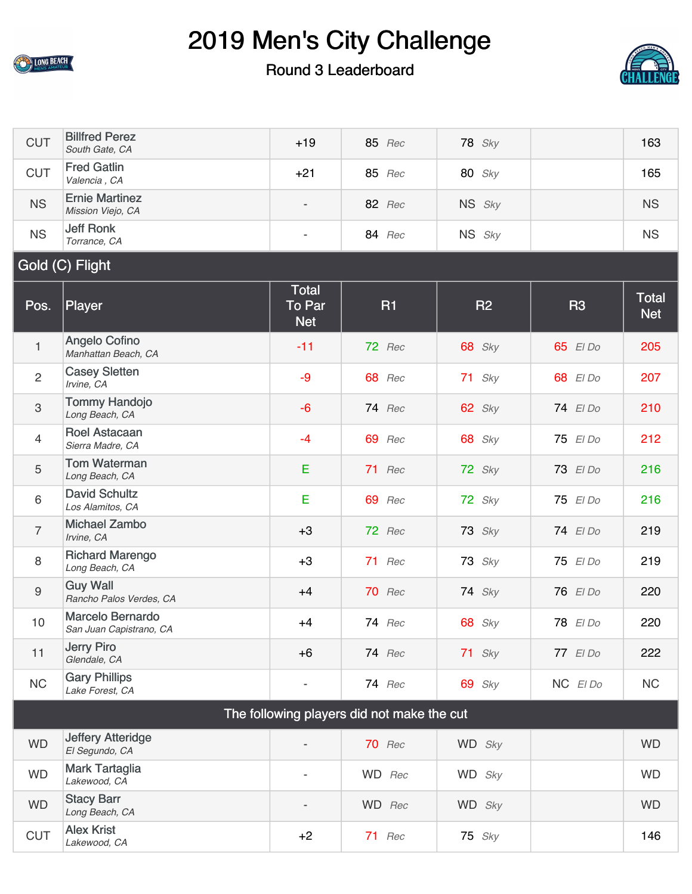# 2019 Men's City Challenge

## Round 3 Leaderboard

| Pos. | Player | Total To Par Net | R1 | R2 | R3 | Total Net |
|---|---|---|---|---|---|---|
| CUT | Billfred Perez<br>*South Gate, CA* | +19 | 85 *Rec* | 78 *Sky* | | 163 |
| CUT | Fred Gatlin<br>*Valencia , CA* | +21 | 85 *Rec* | 80 *Sky* | | 165 |
| NS | Ernie Martinez<br>*Mission Viejo, CA* | - | 82 *Rec* | NS *Sky* | | NS |
| NS | Jeff Ronk<br>*Torrance, CA* | - | 84 *Rec* | NS *Sky* | | NS |

## Gold (C) Flight

| Pos. | Player | Total To Par Net | R1 | R2 | R3 | Total Net |
|---|---|---|---|---|---|---|
| 1 | Angelo Cofino<br>*Manhattan Beach, CA* | -11 | 72 *Rec* | 68 *Sky* | 65 *El Do* | 205 |
| 2 | Casey Sletten<br>*Irvine, CA* | -9 | 68 *Rec* | 71 *Sky* | 68 *El Do* | 207 |
| 3 | Tommy Handojo<br>*Long Beach, CA* | -6 | 74 *Rec* | 62 *Sky* | 74 *El Do* | 210 |
| 4 | Roel Astacaan<br>*Sierra Madre, CA* | -4 | 69 *Rec* | 68 *Sky* | 75 *El Do* | 212 |
| 5 | Tom Waterman<br>*Long Beach, CA* | E | 71 *Rec* | 72 *Sky* | 73 *El Do* | 216 |
| 6 | David Schultz<br>*Los Alamitos, CA* | E | 69 *Rec* | 72 *Sky* | 75 *El Do* | 216 |
| 7 | Michael Zambo<br>*Irvine, CA* | +3 | 72 *Rec* | 73 *Sky* | 74 *El Do* | 219 |
| 8 | Richard Marengo<br>*Long Beach, CA* | +3 | 71 *Rec* | 73 *Sky* | 75 *El Do* | 219 |
| 9 | Guy Wall<br>*Rancho Palos Verdes, CA* | +4 | 70 *Rec* | 74 *Sky* | 76 *El Do* | 220 |
| 10 | Marcelo Bernardo<br>*San Juan Capistrano, CA* | +4 | 74 *Rec* | 68 *Sky* | 78 *El Do* | 220 |
| 11 | Jerry Piro<br>*Glendale, CA* | +6 | 74 *Rec* | 71 *Sky* | 77 *El Do* | 222 |
| NC | Gary Phillips<br>*Lake Forest, CA* | - | 74 *Rec* | 69 *Sky* | NC *El Do* | NC |
| **The following players did not make the cut** | | | | | | |
| WD | Jeffery Atteridge<br>*El Segundo, CA* | - | 70 *Rec* | WD *Sky* | | WD |
| WD | Mark Tartaglia<br>*Lakewood, CA* | - | WD *Rec* | WD *Sky* | | WD |
| WD | Stacy Barr<br>*Long Beach, CA* | - | WD *Rec* | WD *Sky* | | WD |
| CUT | Alex Krist<br>*Lakewood, CA* | +2 | 71 *Rec* | 75 *Sky* | | 146 |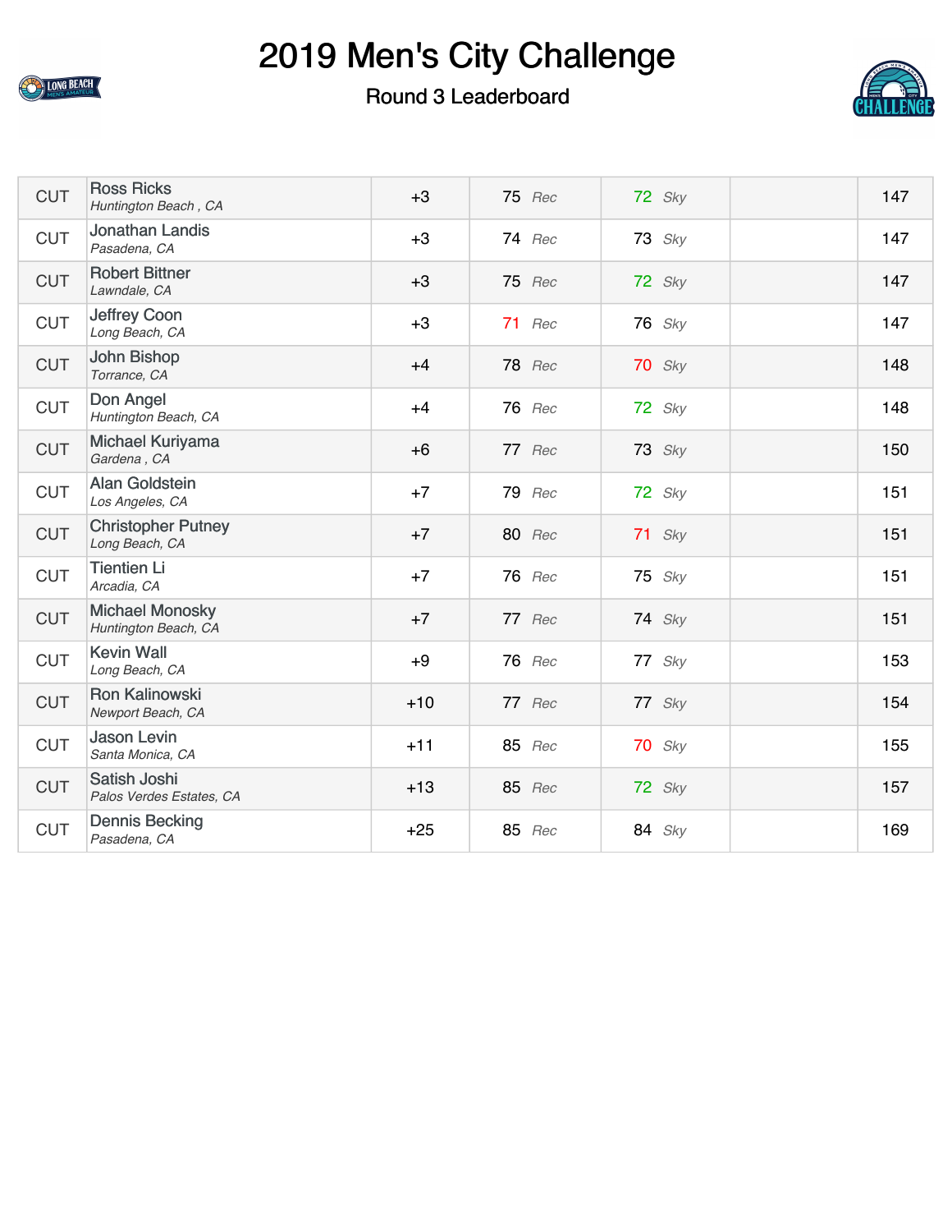# 2019 Men's City Challenge

## Round 3 Leaderboard

| | | | | | | |
|---|---|---|---|---|---|---|
| CUT | Ross Ricks<br>*Huntington Beach , CA* | +3 | 75 *Rec* | 72 *Sky* | | 147 |
| CUT | Jonathan Landis<br>*Pasadena, CA* | +3 | 74 *Rec* | 73 *Sky* | | 147 |
| CUT | Robert Bittner<br>*Lawndale, CA* | +3 | 75 *Rec* | 72 *Sky* | | 147 |
| CUT | Jeffrey Coon<br>*Long Beach, CA* | +3 | 71 *Rec* | 76 *Sky* | | 147 |
| CUT | John Bishop<br>*Torrance, CA* | +4 | 78 *Rec* | 70 *Sky* | | 148 |
| CUT | Don Angel<br>*Huntington Beach, CA* | +4 | 76 *Rec* | 72 *Sky* | | 148 |
| CUT | Michael Kuriyama<br>*Gardena , CA* | +6 | 77 *Rec* | 73 *Sky* | | 150 |
| CUT | Alan Goldstein<br>*Los Angeles, CA* | +7 | 79 *Rec* | 72 *Sky* | | 151 |
| CUT | Christopher Putney<br>*Long Beach, CA* | +7 | 80 *Rec* | 71 *Sky* | | 151 |
| CUT | Tientien Li<br>*Arcadia, CA* | +7 | 76 *Rec* | 75 *Sky* | | 151 |
| CUT | Michael Monosky<br>*Huntington Beach, CA* | +7 | 77 *Rec* | 74 *Sky* | | 151 |
| CUT | Kevin Wall<br>*Long Beach, CA* | +9 | 76 *Rec* | 77 *Sky* | | 153 |
| CUT | Ron Kalinowski<br>*Newport Beach, CA* | +10 | 77 *Rec* | 77 *Sky* | | 154 |
| CUT | Jason Levin<br>*Santa Monica, CA* | +11 | 85 *Rec* | 70 *Sky* | | 155 |
| CUT | Satish Joshi<br>*Palos Verdes Estates, CA* | +13 | 85 *Rec* | 72 *Sky* | | 157 |
| CUT | Dennis Becking<br>*Pasadena, CA* | +25 | 85 *Rec* | 84 *Sky* | | 169 |